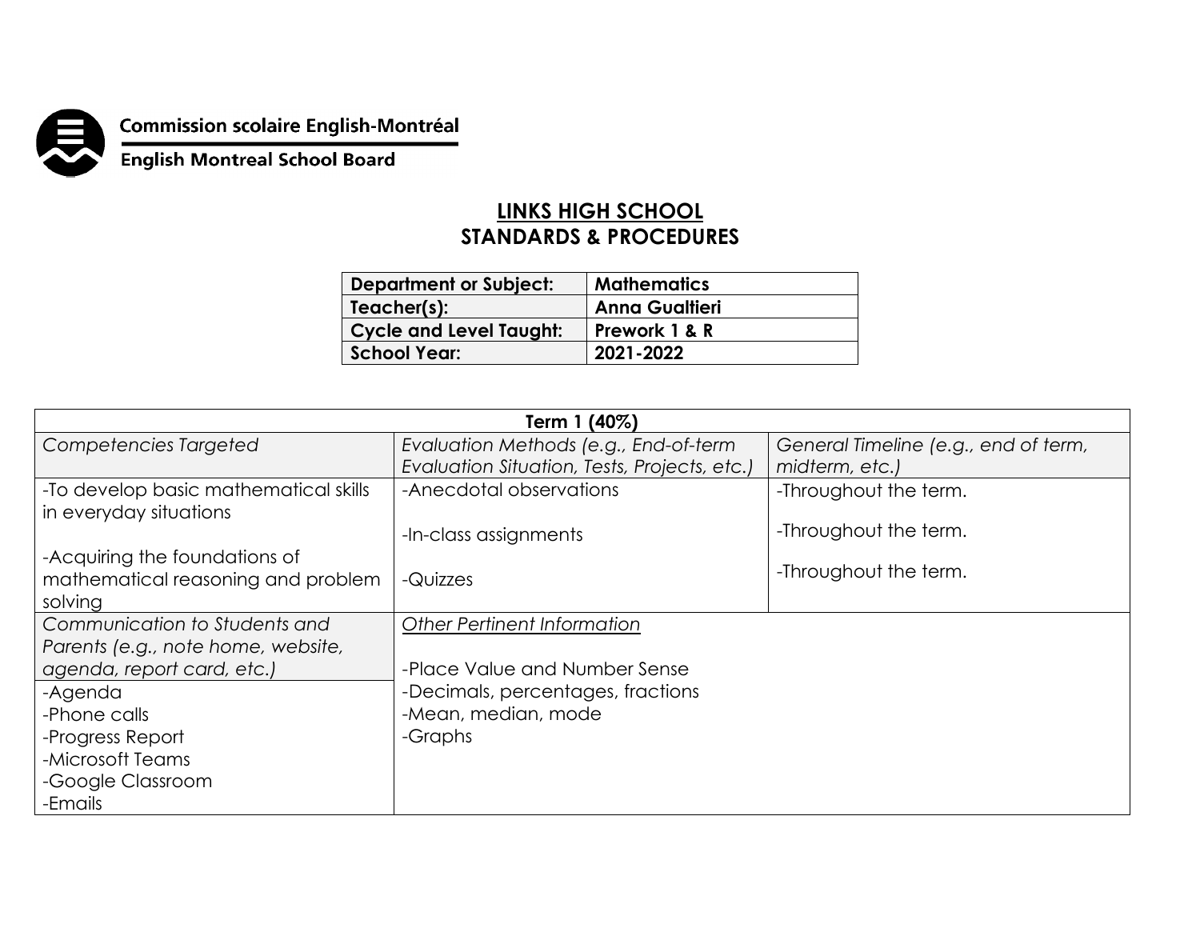Commission scolaire English-Montréal

English Montreal School Board

# LINKS HIGH SCHOOL
## STANDARDS & PROCEDURES

| Department or Subject: | Mathematics |
|---|---|
| Teacher(s): | Anna Gualtieri |
| Cycle and Level Taught: | Prework 1 & R |
| School Year: | 2021-2022 |

| Term 1 (40%) | | |
|---|---|---|
| *Competencies Targeted* | *Evaluation Methods (e.g., End-of-term Evaluation Situation, Tests, Projects, etc.)* | *General Timeline (e.g., end of term, midterm, etc.)* |
| -To develop basic mathematical skills in everyday situations<br><br>-Acquiring the foundations of mathematical reasoning and problem solving | -Anecdotal observations<br><br>-In-class assignments<br><br>-Quizzes | -Throughout the term.<br><br>-Throughout the term.<br><br>-Throughout the term. |
| *Communication to Students and Parents (e.g., note home, website, agenda, report card, etc.)* | *Other Pertinent Information*<br><br>-Place Value and Number Sense<br>-Decimals, percentages, fractions<br>-Mean, median, mode<br>-Graphs | |
| -Agenda<br>-Phone calls<br>-Progress Report<br>-Microsoft Teams<br>-Google Classroom<br>-Emails | | |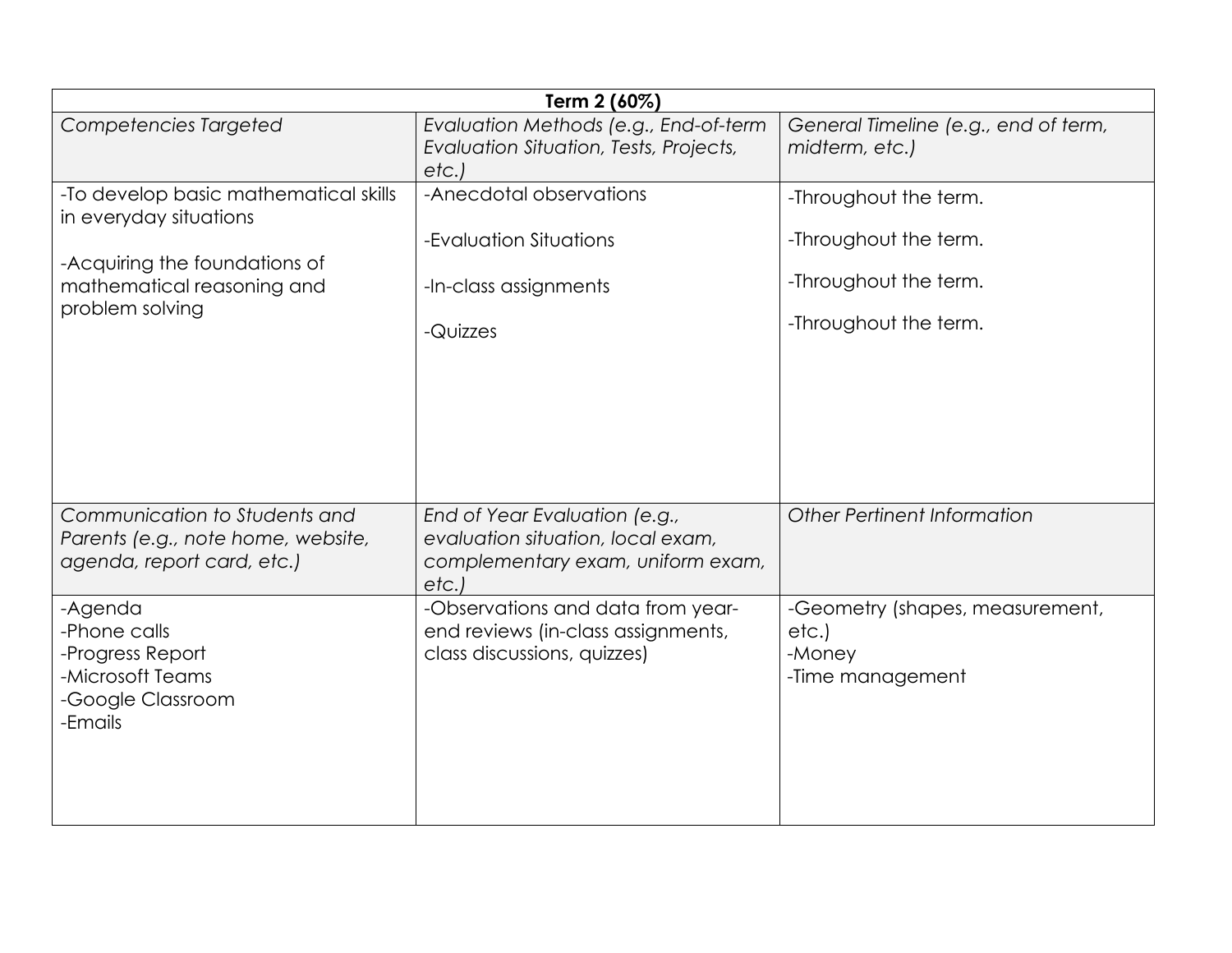| Term 2 (60%) | | |
|---|---|---|
| *Competencies Targeted* | *Evaluation Methods (e.g., End-of-term Evaluation Situation, Tests, Projects, etc.)* | *General Timeline (e.g., end of term, midterm, etc.)* |
| -To develop basic mathematical skills in everyday situations<br><br>-Acquiring the foundations of mathematical reasoning and problem solving | -Anecdotal observations<br><br>-Evaluation Situations<br><br>-In-class assignments<br><br>-Quizzes | -Throughout the term.<br><br>-Throughout the term.<br><br>-Throughout the term.<br><br>-Throughout the term. |
| *Communication to Students and Parents (e.g., note home, website, agenda, report card, etc.)* | *End of Year Evaluation (e.g., evaluation situation, local exam, complementary exam, uniform exam, etc.)* | *Other Pertinent Information* |
| -Agenda<br>-Phone calls<br>-Progress Report<br>-Microsoft Teams<br>-Google Classroom<br>-Emails | -Observations and data from year-end reviews (in-class assignments, class discussions, quizzes) | -Geometry (shapes, measurement, etc.)<br>-Money<br>-Time management |